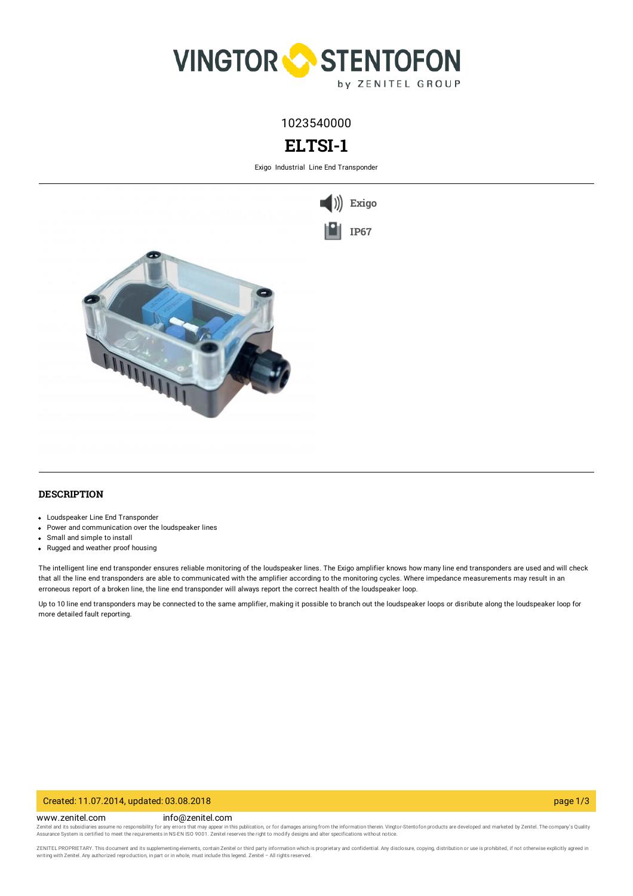1023540000

# ELTSI-1

Exigo Industrial Line End Transponder

Exigo

IP67

## DESCRIPTION

- Loudspeaker Line End Transponder
- Power and communication over the loudspeaker lines
- Small and simple to install
- Rugged and weather proof housing

The intelligent line end transponder ensures reliable monitoring of the loudspeaker lines. The Exigo amplifier knows how many line end transponders are used and will check that all the line end transponders are able to communicated with the amplifier according to the monitoring cycles. Where impedance measurements may result in an erroneous report of a broken line, the line end transponder will always report the correct health of the loudspeaker loop.

Up to 10 line end transponders may be connected to the same amplifier, making it possible to branch out the loudspeaker loops or disribute along the loudspeaker loop for more detailed fault reporting.

Created: 11.07.2014, updated: 03.08.2018

www.zenitel.com info@zenitel.com

Zenitel and its subsidiaries assume no responsibility for any errors that may appear in this publication, or for damages arising from the information therein. Vingtor-Stentofon products are developed and marketed by Zenitel. The company's Quality Assurance System is certified to meet the requirements in NS-EN ISO 9001. Zenitel reserves the right to modify designs and alter specifications without notice.

ZENITEL PROPRIETARY. This document and its supplementing elements, contain Zenitel or third party information which is proprietary and confidential. Any disclosure, copying, distribution or use is prohibited, if not otherwise explicitly agreed in writing with Zenitel. Any authorized reproduction, in part or in whole, must include this legend. Zenitel – All rights reserved.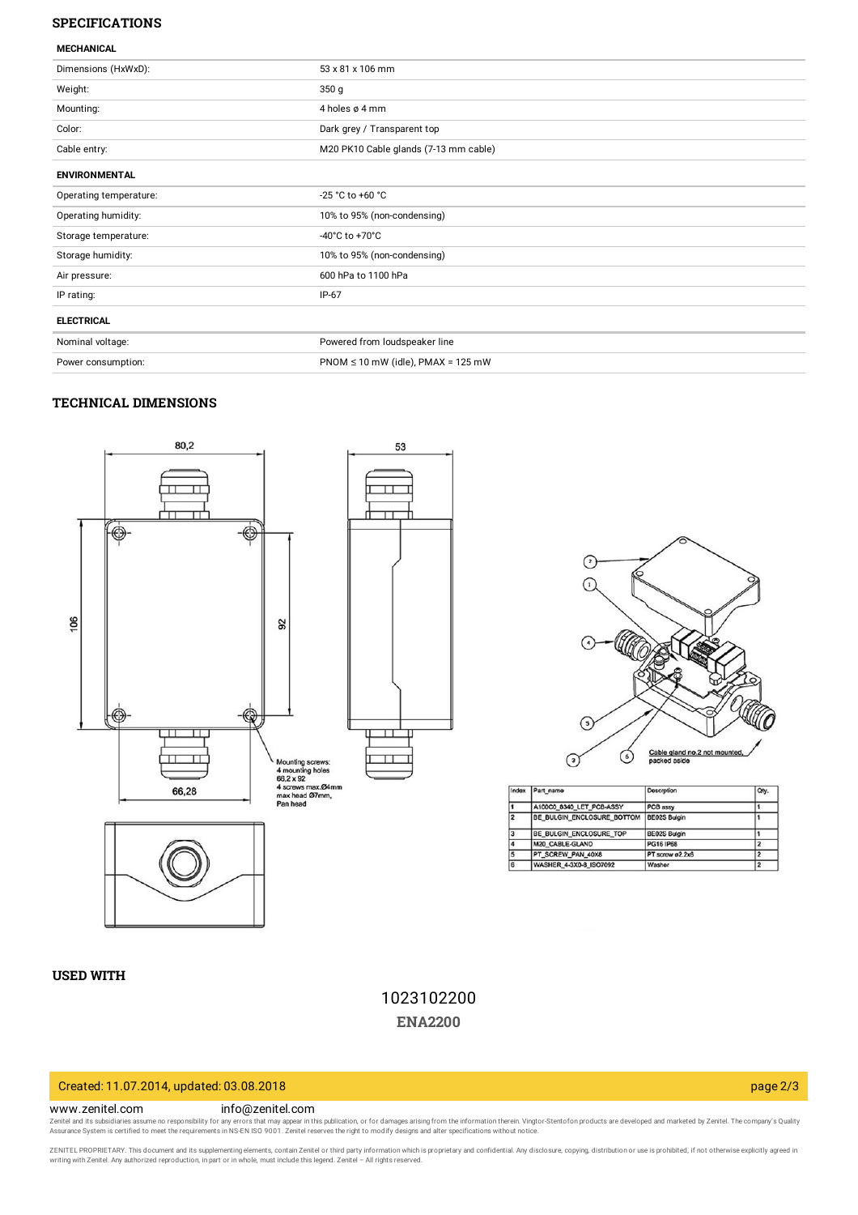## SPECIFICATIONS

| MECHANICAL | |
|---|---|
| Dimensions (HxWxD): | 53 x 81 x 106 mm |
| Weight: | 350 g |
| Mounting: | 4 holes ø 4 mm |
| Color: | Dark grey / Transparent top |
| Cable entry: | M20 PK10 Cable glands (7-13 mm cable) |

| ENVIRONMENTAL | |
|---|---|
| Operating temperature: | -25 °C to +60 °C |
| Operating humidity: | 10% to 95% (non-condensing) |
| Storage temperature: | -40°C to +70°C |
| Storage humidity: | 10% to 95% (non-condensing) |
| Air pressure: | 600 hPa to 1100 hPa |
| IP rating: | IP-67 |

| ELECTRICAL | |
|---|---|
| Nominal voltage: | Powered from loudspeaker line |
| Power consumption: | PNOM ≤ 10 mW (idle), PMAX = 125 mW |

## TECHNICAL DIMENSIONS

80,2

53

106

92

66,28

Mounting screws:
4 mounting holes
66,2 x 92
4 screws max.Ø4mm
max head Ø7mm,
Pan head

Cable gland no.2 not mounted, packed aside

| Index | Part_name | Description | Qty. |
|---|---|---|---|
| 1 | A100C0_8340_LET_PCB-ASSY | PCB assy | 1 |
| 2 | BE_BULGIN_ENCLOSURE_BOTTOM | BE02S Bulgin | 1 |
| 3 | BE_BULGIN_ENCLOSURE_TOP | BE02S Bulgin | 1 |
| 4 | M20_CABLE-GLAND | PG16 IP68 | 2 |
| 5 | PT_SCREW_PAN_40X8 | PT screw ø2.2x6 | 2 |
| 6 | WASHER_4-3X0-8_ISO7092 | Washer | 2 |

## USED WITH

1023102200

**ENA2200**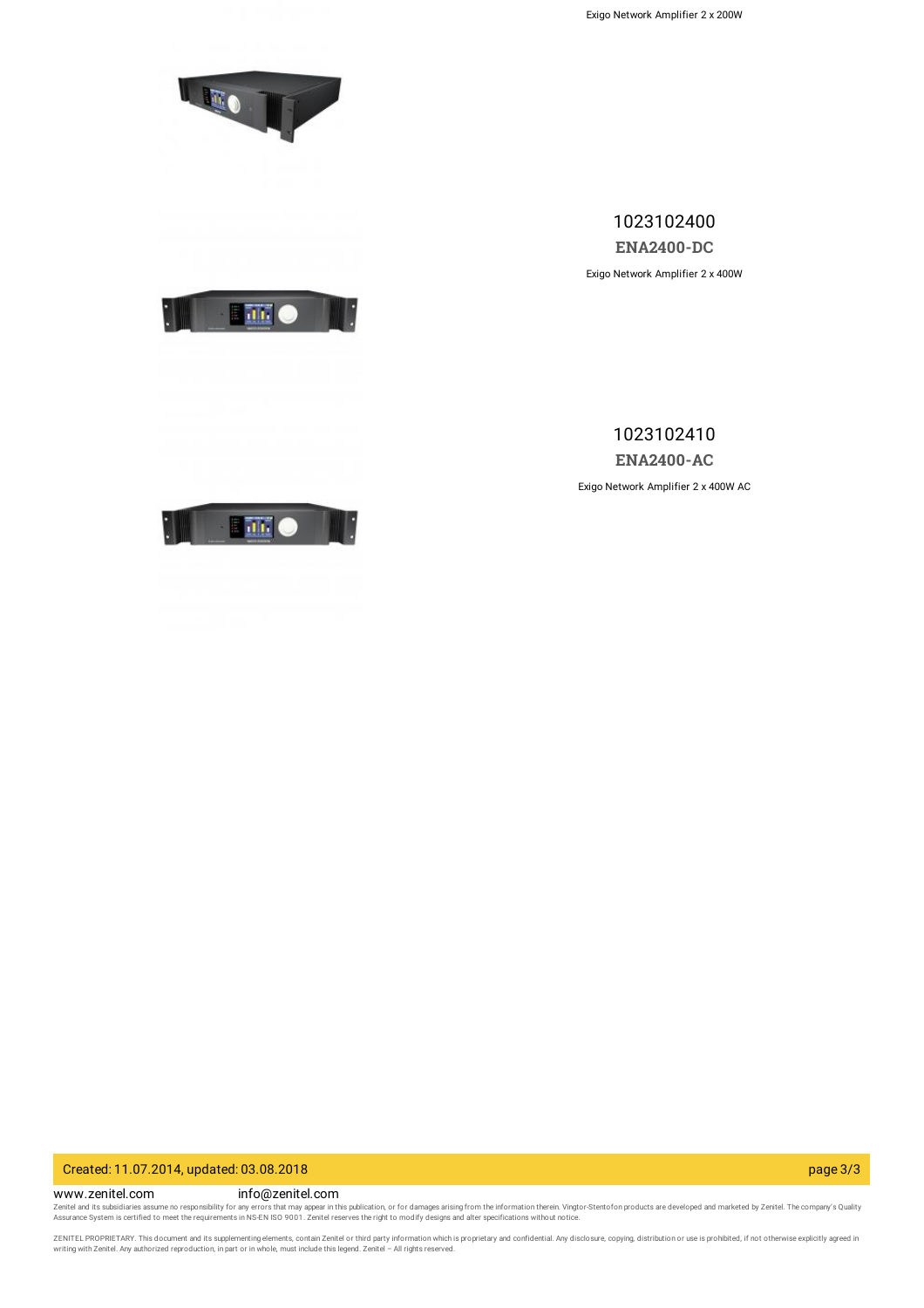Exigo Network Amplifier 2 x 200W

1023102400

**ENA2400-DC**

Exigo Network Amplifier 2 x 400W

1023102410

**ENA2400-AC**

Exigo Network Amplifier 2 x 400W AC

Created: 11.07.2014, updated: 03.08.2018

www.zenitel.com info@zenitel.com

Zenitel and its subsidiaries assume no responsibility for any errors that may appear in this publication, or for damages arising from the information therein. Vingtor-Stentofon products are developed and marketed by Zenitel. The company's Quality Assurance System is certified to meet the requirements in NS-EN ISO 9001. Zenitel reserves the right to modify designs and alter specifications without notice.

ZENITEL PROPRIETARY. This document and its supplementing elements, contain Zenitel or third party information which is proprietary and confidential. Any disclosure, copying, distribution or use is prohibited, if not otherwise explicitly agreed in writing with Zenitel. Any authorized reproduction, in part or in whole, must include this legend. Zenitel – All rights reserved.